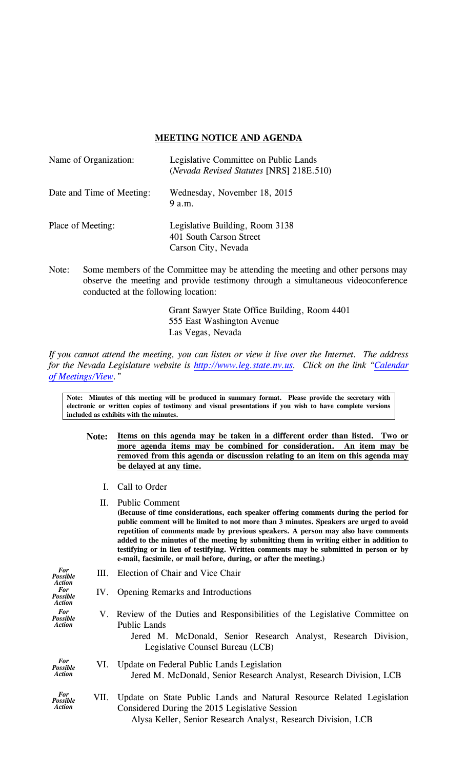## MEETING NOTICE AND AGENDA

| | |
|---|---|
| Name of Organization: | Legislative Committee on Public Lands (*Nevada Revised Statutes* [NRS] 218E.510) |
| Date and Time of Meeting: | Wednesday, November 18, 2015<br>9 a.m. |
| Place of Meeting: | Legislative Building, Room 3138<br>401 South Carson Street<br>Carson City, Nevada |

Note: Some members of the Committee may be attending the meeting and other persons may observe the meeting and provide testimony through a simultaneous videoconference conducted at the following location:

Grant Sawyer State Office Building, Room 4401
555 East Washington Avenue
Las Vegas, Nevada

*If you cannot attend the meeting, you can listen or view it live over the Internet. The address for the Nevada Legislature website is [http://www.leg.state.nv.us](http://www.leg.state.nv.us). Click on the link "[Calendar of Meetings/View](#)."*

**Note: Minutes of this meeting will be produced in summary format. Please provide the secretary with electronic or written copies of testimony and visual presentations if you wish to have complete versions included as exhibits with the minutes.**

**Note: Items on this agenda may be taken in a different order than listed. Two or more agenda items may be combined for consideration. An item may be removed from this agenda or discussion relating to an item on this agenda may be delayed at any time.**

I. Call to Order

II. Public Comment
**(Because of time considerations, each speaker offering comments during the period for public comment will be limited to not more than 3 minutes. Speakers are urged to avoid repetition of comments made by previous speakers. A person may also have comments added to the minutes of the meeting by submitting them in writing either in addition to testifying or in lieu of testifying. Written comments may be submitted in person or by e-mail, facsimile, or mail before, during, or after the meeting.)**

***For Possible Action*** III. Election of Chair and Vice Chair

***For Possible Action*** IV. Opening Remarks and Introductions

***For Possible Action*** V. Review of the Duties and Responsibilities of the Legislative Committee on Public Lands
Jered M. McDonald, Senior Research Analyst, Research Division, Legislative Counsel Bureau (LCB)

***For Possible Action*** VI. Update on Federal Public Lands Legislation
Jered M. McDonald, Senior Research Analyst, Research Division, LCB

***For Possible Action*** VII. Update on State Public Lands and Natural Resource Related Legislation Considered During the 2015 Legislative Session
Alysa Keller, Senior Research Analyst, Research Division, LCB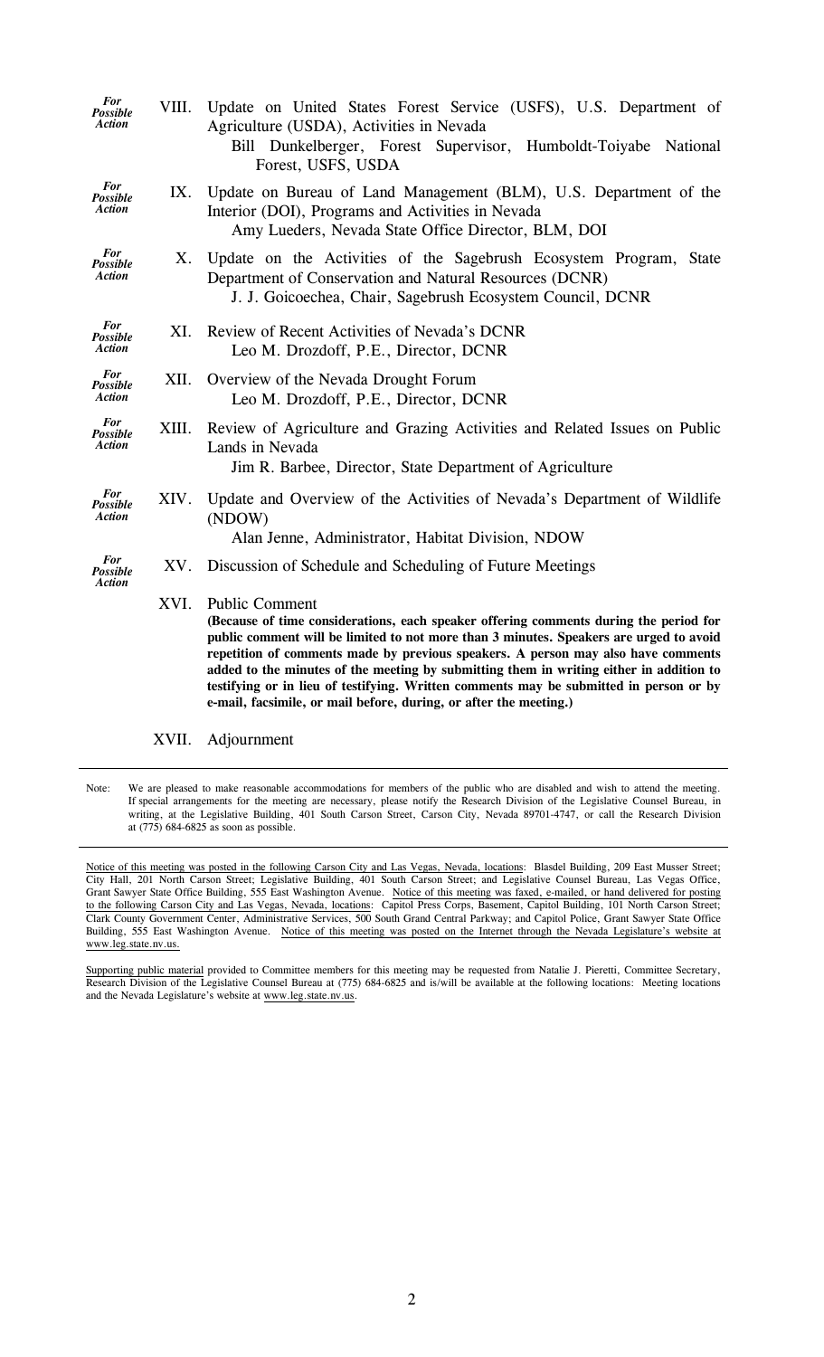*For Possible Action* VIII. Update on United States Forest Service (USFS), U.S. Department of Agriculture (USDA), Activities in Nevada
Bill Dunkelberger, Forest Supervisor, Humboldt-Toiyabe National Forest, USFS, USDA

*For Possible Action* IX. Update on Bureau of Land Management (BLM), U.S. Department of the Interior (DOI), Programs and Activities in Nevada
Amy Lueders, Nevada State Office Director, BLM, DOI

*For Possible Action* X. Update on the Activities of the Sagebrush Ecosystem Program, State Department of Conservation and Natural Resources (DCNR)
J. J. Goicoechea, Chair, Sagebrush Ecosystem Council, DCNR

*For Possible Action* XI. Review of Recent Activities of Nevada's DCNR
Leo M. Drozdoff, P.E., Director, DCNR

*For Possible Action* XII. Overview of the Nevada Drought Forum
Leo M. Drozdoff, P.E., Director, DCNR

*For Possible Action* XIII. Review of Agriculture and Grazing Activities and Related Issues on Public Lands in Nevada
Jim R. Barbee, Director, State Department of Agriculture

*For Possible Action* XIV. Update and Overview of the Activities of Nevada's Department of Wildlife (NDOW)
Alan Jenne, Administrator, Habitat Division, NDOW

*For Possible Action* XV. Discussion of Schedule and Scheduling of Future Meetings

XVI. Public Comment
**(Because of time considerations, each speaker offering comments during the period for public comment will be limited to not more than 3 minutes. Speakers are urged to avoid repetition of comments made by previous speakers. A person may also have comments added to the minutes of the meeting by submitting them in writing either in addition to testifying or in lieu of testifying. Written comments may be submitted in person or by e-mail, facsimile, or mail before, during, or after the meeting.)**

XVII. Adjournment

---

Note: We are pleased to make reasonable accommodations for members of the public who are disabled and wish to attend the meeting. If special arrangements for the meeting are necessary, please notify the Research Division of the Legislative Counsel Bureau, in writing, at the Legislative Building, 401 South Carson Street, Carson City, Nevada 89701-4747, or call the Research Division at (775) 684-6825 as soon as possible.

---

Notice of this meeting was posted in the following Carson City and Las Vegas, Nevada, locations: Blasdel Building, 209 East Musser Street; City Hall, 201 North Carson Street; Legislative Building, 401 South Carson Street; and Legislative Counsel Bureau, Las Vegas Office, Grant Sawyer State Office Building, 555 East Washington Avenue. Notice of this meeting was faxed, e-mailed, or hand delivered for posting to the following Carson City and Las Vegas, Nevada, locations: Capitol Press Corps, Basement, Capitol Building, 101 North Carson Street; Clark County Government Center, Administrative Services, 500 South Grand Central Parkway; and Capitol Police, Grant Sawyer State Office Building, 555 East Washington Avenue. Notice of this meeting was posted on the Internet through the Nevada Legislature's website at www.leg.state.nv.us.

Supporting public material provided to Committee members for this meeting may be requested from Natalie J. Pieretti, Committee Secretary, Research Division of the Legislative Counsel Bureau at (775) 684-6825 and is/will be available at the following locations: Meeting locations and the Nevada Legislature's website at www.leg.state.nv.us.